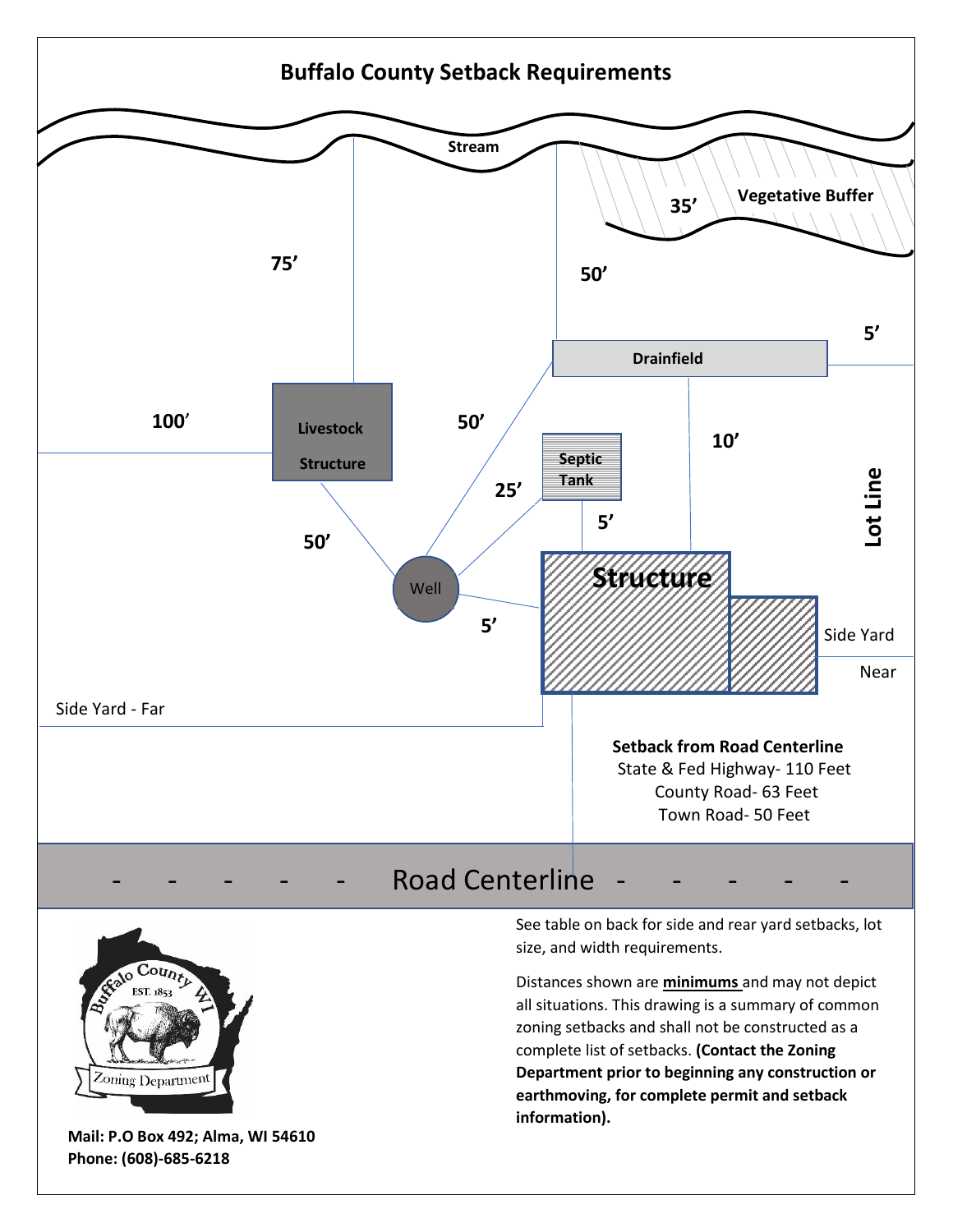# Buffalo County Setback Requirements

Stream

Vegetative Buffer

35'

75'

50'

5'

Drainfield

100'

Livestock Structure

50'

Septic Tank

10'

25'

5'

Lot Line

50'

Well

Structure

5'

Side Yard

Near

Side Yard - Far

**Setback from Road Centerline**

State & Fed Highway- 110 Feet

County Road- 63 Feet

Town Road- 50 Feet

\- - - - - Road Centerline - - - - -

See table on back for side and rear yard setbacks, lot size, and width requirements.

Distances shown are **minimums** and may not depict all situations. This drawing is a summary of common zoning setbacks and shall not be constructed as a complete list of setbacks. **(Contact the Zoning Department prior to beginning any construction or earthmoving, for complete permit and setback information).**

Buffalo County WI EST. 1853 Zoning Department

**Mail: P.O Box 492; Alma, WI 54610**
**Phone: (608)-685-6218**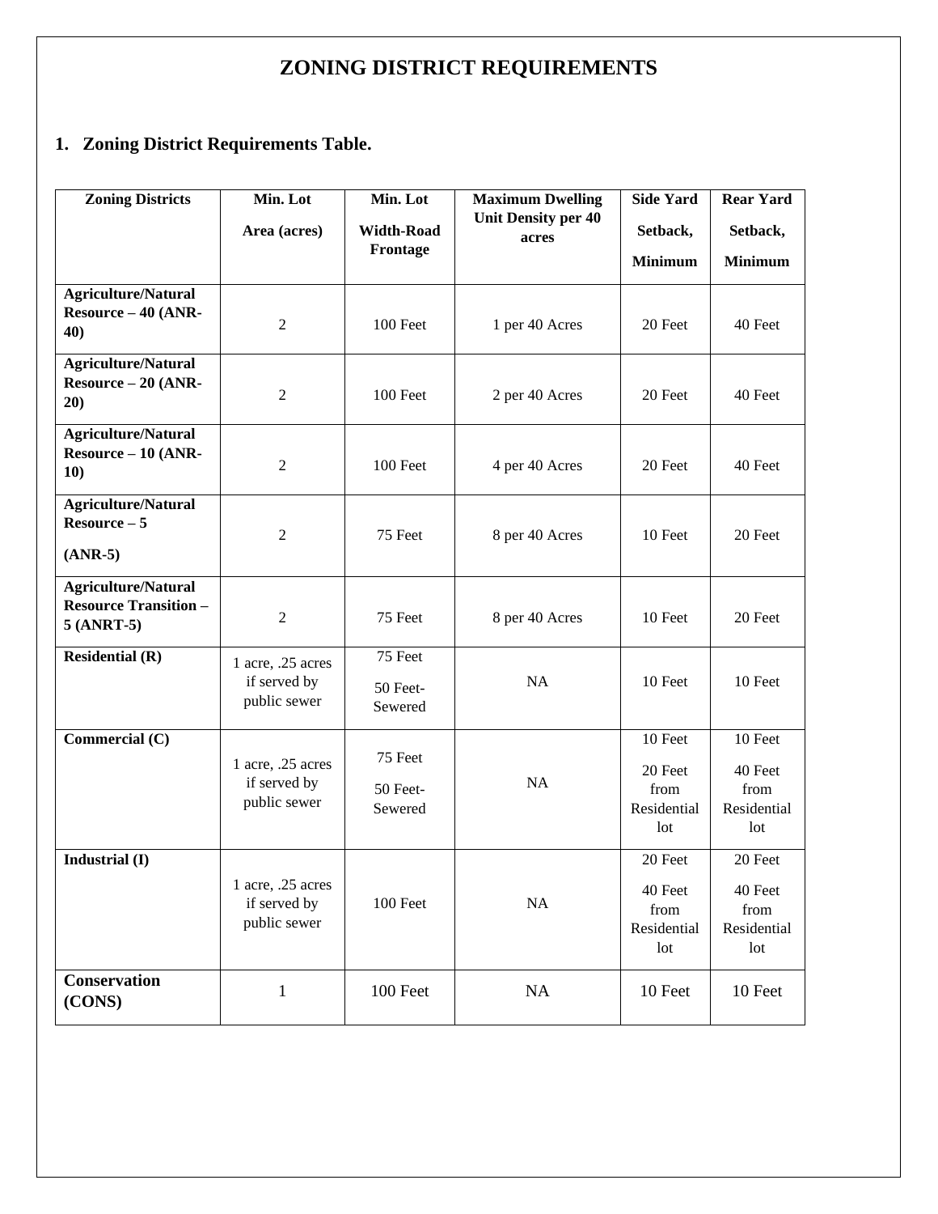# ZONING DISTRICT REQUIREMENTS

## 1. Zoning District Requirements Table.

| Zoning Districts | Min. Lot Area (acres) | Min. Lot Width-Road Frontage | Maximum Dwelling Unit Density per 40 acres | Side Yard Setback, Minimum | Rear Yard Setback, Minimum |
|---|---|---|---|---|---|
| **Agriculture/Natural Resource – 40 (ANR-40)** | 2 | 100 Feet | 1 per 40 Acres | 20 Feet | 40 Feet |
| **Agriculture/Natural Resource – 20 (ANR-20)** | 2 | 100 Feet | 2 per 40 Acres | 20 Feet | 40 Feet |
| **Agriculture/Natural Resource – 10 (ANR-10)** | 2 | 100 Feet | 4 per 40 Acres | 20 Feet | 40 Feet |
| **Agriculture/Natural Resource – 5 (ANR-5)** | 2 | 75 Feet | 8 per 40 Acres | 10 Feet | 20 Feet |
| **Agriculture/Natural Resource Transition – 5 (ANRT-5)** | 2 | 75 Feet | 8 per 40 Acres | 10 Feet | 20 Feet |
| **Residential (R)** | 1 acre, .25 acres if served by public sewer | 75 Feet<br>50 Feet-Sewered | NA | 10 Feet | 10 Feet |
| **Commercial (C)** | 1 acre, .25 acres if served by public sewer | 75 Feet<br>50 Feet-Sewered | NA | 10 Feet<br>20 Feet from Residential lot | 10 Feet<br>40 Feet from Residential lot |
| **Industrial (I)** | 1 acre, .25 acres if served by public sewer | 100 Feet | NA | 20 Feet<br>40 Feet from Residential lot | 20 Feet<br>40 Feet from Residential lot |
| **Conservation (CONS)** | 1 | 100 Feet | NA | 10 Feet | 10 Feet |